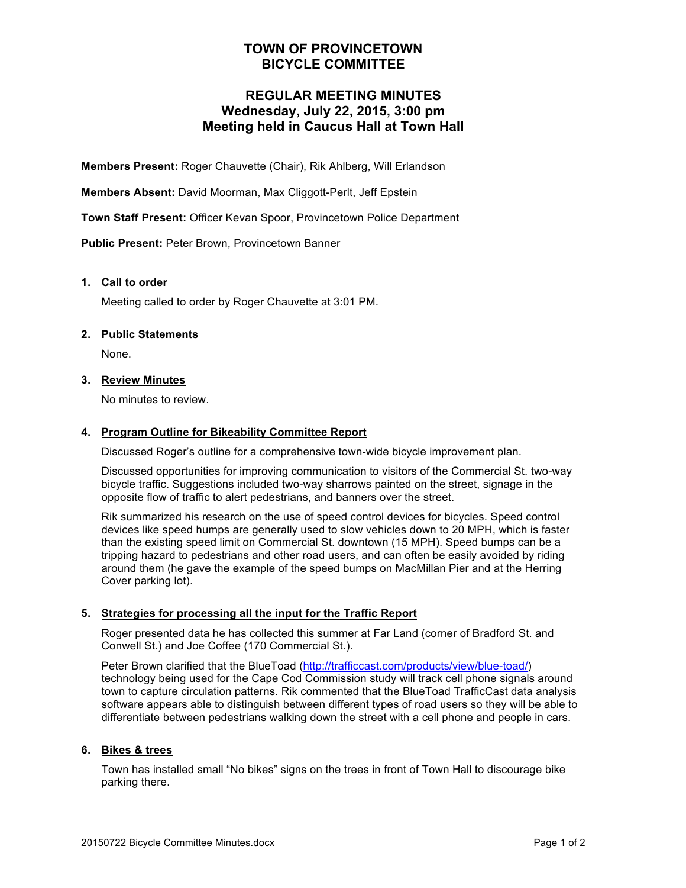# TOWN OF PROVINCETOWN
# BICYCLE COMMITTEE

## REGULAR MEETING MINUTES
## Wednesday, July 22, 2015, 3:00 pm
## Meeting held in Caucus Hall at Town Hall

**Members Present:** Roger Chauvette (Chair), Rik Ahlberg, Will Erlandson

**Members Absent:** David Moorman, Max Cliggott-Perlt, Jeff Epstein

**Town Staff Present:** Officer Kevan Spoor, Provincetown Police Department

**Public Present:** Peter Brown, Provincetown Banner

1. **Call to order**

   Meeting called to order by Roger Chauvette at 3:01 PM.

2. **Public Statements**

   None.

3. **Review Minutes**

   No minutes to review.

4. **Program Outline for Bikeability Committee Report**

   Discussed Roger's outline for a comprehensive town-wide bicycle improvement plan.

   Discussed opportunities for improving communication to visitors of the Commercial St. two-way bicycle traffic. Suggestions included two-way sharrows painted on the street, signage in the opposite flow of traffic to alert pedestrians, and banners over the street.

   Rik summarized his research on the use of speed control devices for bicycles. Speed control devices like speed humps are generally used to slow vehicles down to 20 MPH, which is faster than the existing speed limit on Commercial St. downtown (15 MPH). Speed bumps can be a tripping hazard to pedestrians and other road users, and can often be easily avoided by riding around them (he gave the example of the speed bumps on MacMillan Pier and at the Herring Cover parking lot).

5. **Strategies for processing all the input for the Traffic Report**

   Roger presented data he has collected this summer at Far Land (corner of Bradford St. and Conwell St.) and Joe Coffee (170 Commercial St.).

   Peter Brown clarified that the BlueToad (http://trafficcast.com/products/view/blue-toad/) technology being used for the Cape Cod Commission study will track cell phone signals around town to capture circulation patterns. Rik commented that the BlueToad TrafficCast data analysis software appears able to distinguish between different types of road users so they will be able to differentiate between pedestrians walking down the street with a cell phone and people in cars.

6. **Bikes & trees**

   Town has installed small "No bikes" signs on the trees in front of Town Hall to discourage bike parking there.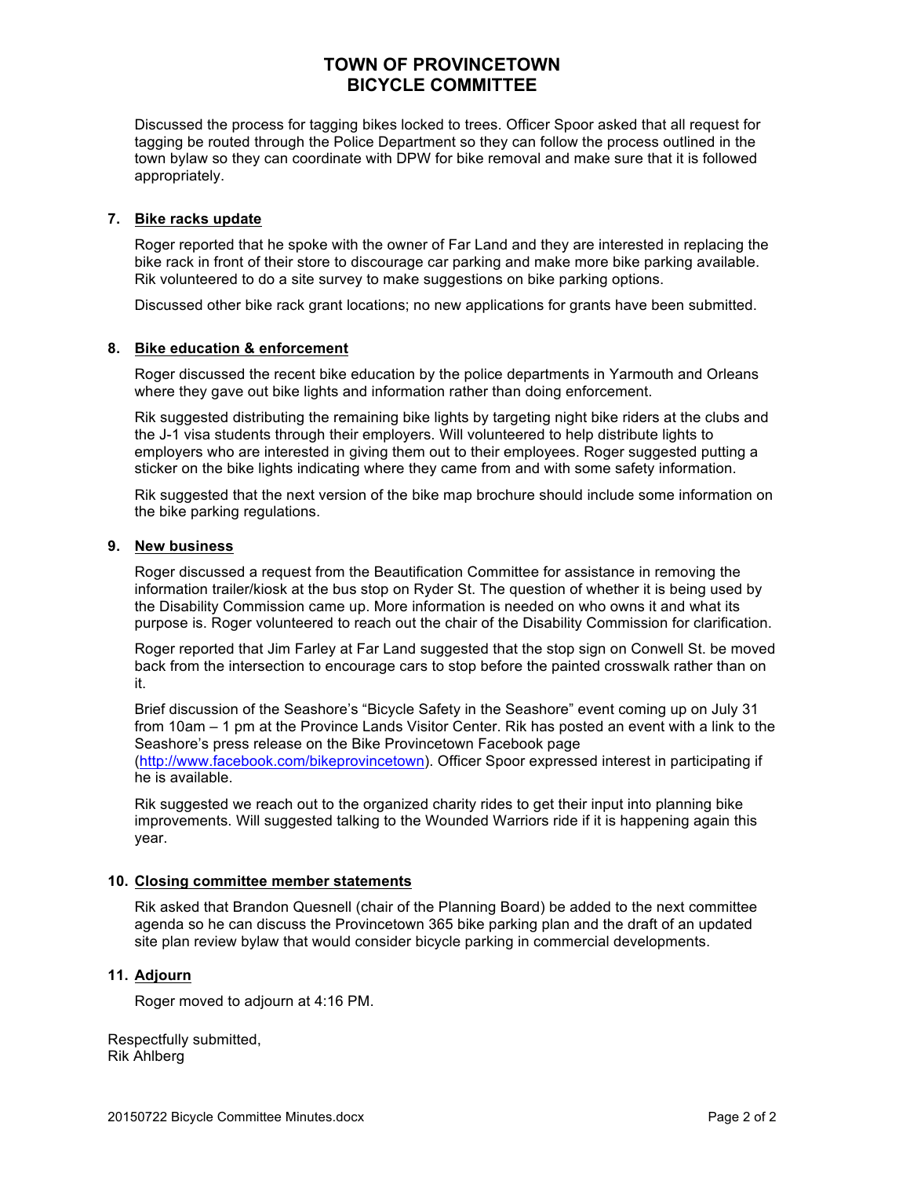# TOWN OF PROVINCETOWN
# BICYCLE COMMITTEE

Discussed the process for tagging bikes locked to trees. Officer Spoor asked that all request for tagging be routed through the Police Department so they can follow the process outlined in the town bylaw so they can coordinate with DPW for bike removal and make sure that it is followed appropriately.

**7. Bike racks update**

Roger reported that he spoke with the owner of Far Land and they are interested in replacing the bike rack in front of their store to discourage car parking and make more bike parking available. Rik volunteered to do a site survey to make suggestions on bike parking options.

Discussed other bike rack grant locations; no new applications for grants have been submitted.

**8. Bike education & enforcement**

Roger discussed the recent bike education by the police departments in Yarmouth and Orleans where they gave out bike lights and information rather than doing enforcement.

Rik suggested distributing the remaining bike lights by targeting night bike riders at the clubs and the J-1 visa students through their employers. Will volunteered to help distribute lights to employers who are interested in giving them out to their employees. Roger suggested putting a sticker on the bike lights indicating where they came from and with some safety information.

Rik suggested that the next version of the bike map brochure should include some information on the bike parking regulations.

**9. New business**

Roger discussed a request from the Beautification Committee for assistance in removing the information trailer/kiosk at the bus stop on Ryder St. The question of whether it is being used by the Disability Commission came up. More information is needed on who owns it and what its purpose is. Roger volunteered to reach out the chair of the Disability Commission for clarification.

Roger reported that Jim Farley at Far Land suggested that the stop sign on Conwell St. be moved back from the intersection to encourage cars to stop before the painted crosswalk rather than on it.

Brief discussion of the Seashore's "Bicycle Safety in the Seashore" event coming up on July 31 from 10am – 1 pm at the Province Lands Visitor Center. Rik has posted an event with a link to the Seashore's press release on the Bike Provincetown Facebook page (http://www.facebook.com/bikeprovincetown). Officer Spoor expressed interest in participating if he is available.

Rik suggested we reach out to the organized charity rides to get their input into planning bike improvements. Will suggested talking to the Wounded Warriors ride if it is happening again this year.

**10. Closing committee member statements**

Rik asked that Brandon Quesnell (chair of the Planning Board) be added to the next committee agenda so he can discuss the Provincetown 365 bike parking plan and the draft of an updated site plan review bylaw that would consider bicycle parking in commercial developments.

**11. Adjourn**

Roger moved to adjourn at 4:16 PM.

Respectfully submitted,
Rik Ahlberg